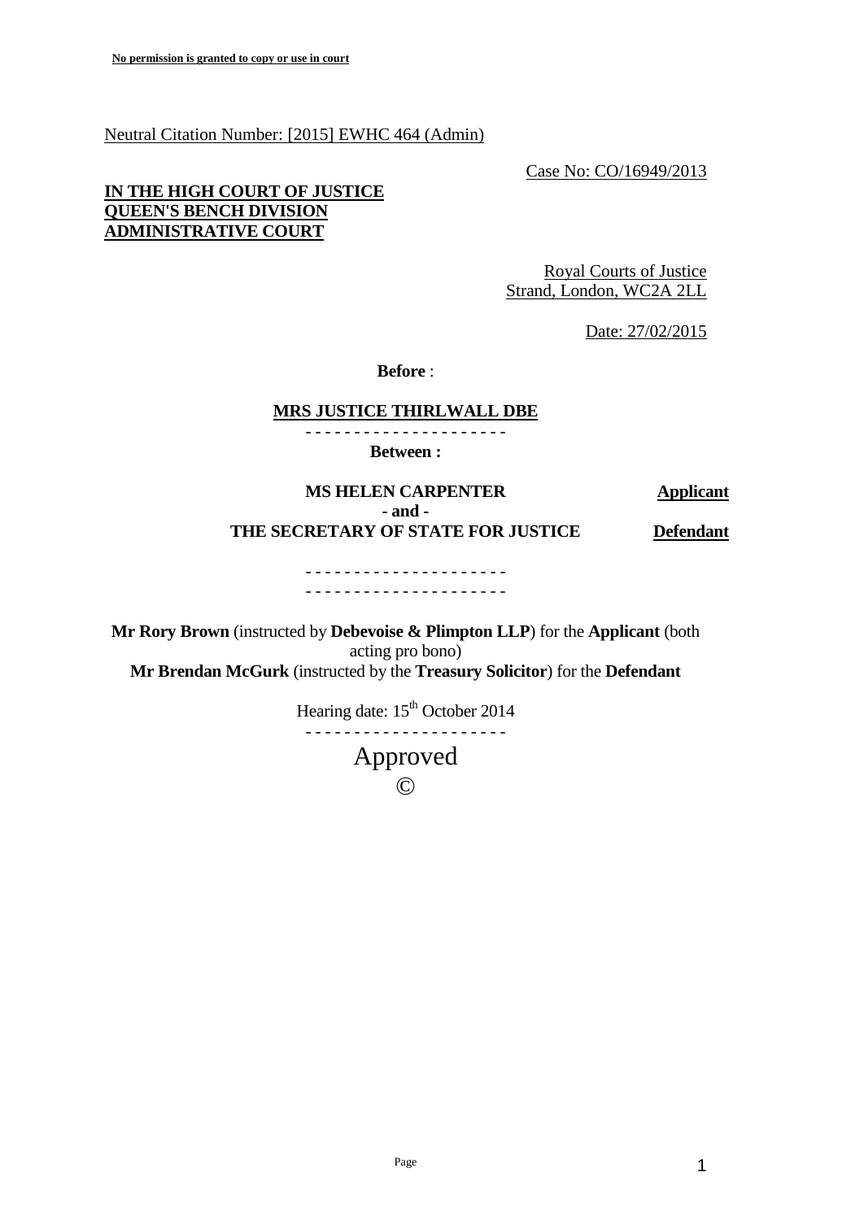**No permission is granted to copy or use in court**

Neutral Citation Number: [2015] EWHC 464 (Admin)

Case No: CO/16949/2013

**IN THE HIGH COURT OF JUSTICE**
**QUEEN'S BENCH DIVISION**
**ADMINISTRATIVE COURT**

Royal Courts of Justice
Strand, London, WC2A 2LL

Date: 27/02/2015

**Before** :

**MRS JUSTICE THIRLWALL DBE**

- - - - - - - - - - - - - - - - - - - - -

**Between :**

| | |
|---|---|
| **MS HELEN CARPENTER** | **Applicant** |
| **- and -** | |
| **THE SECRETARY OF STATE FOR JUSTICE** | **Defendant** |

- - - - - - - - - - - - - - - - - - - - -
- - - - - - - - - - - - - - - - - - - - -

**Mr Rory Brown** (instructed by **Debevoise & Plimpton LLP**) for the **Applicant** (both acting pro bono)
**Mr Brendan McGurk** (instructed by the **Treasury Solicitor**) for the **Defendant**

Hearing date: 15th October 2014

- - - - - - - - - - - - - - - - - - - - -

Approved
©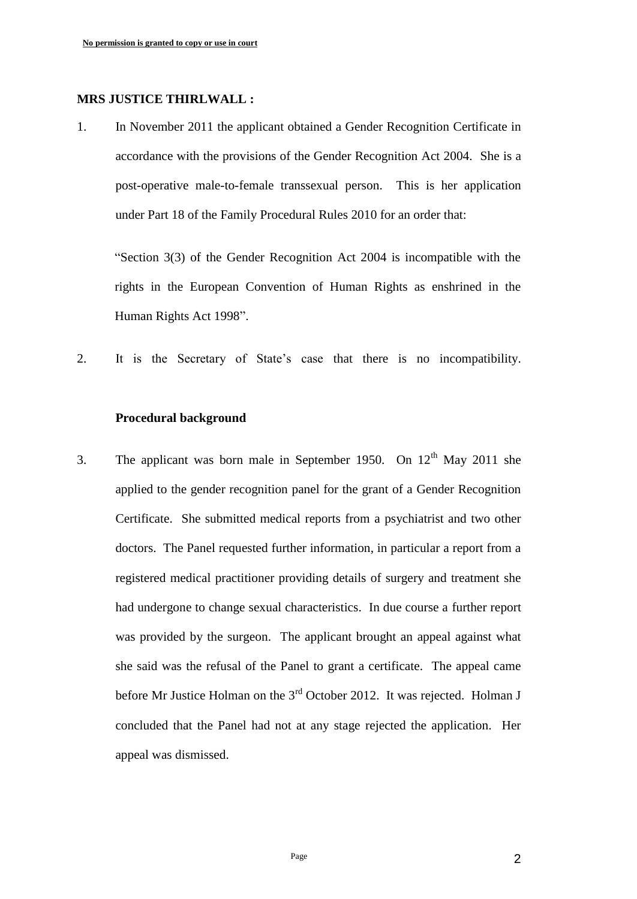**MRS JUSTICE THIRLWALL :**

1. In November 2011 the applicant obtained a Gender Recognition Certificate in accordance with the provisions of the Gender Recognition Act 2004. She is a post-operative male-to-female transsexual person. This is her application under Part 18 of the Family Procedural Rules 2010 for an order that:

   "Section 3(3) of the Gender Recognition Act 2004 is incompatible with the rights in the European Convention of Human Rights as enshrined in the Human Rights Act 1998".

2. It is the Secretary of State's case that there is no incompatibility.

**Procedural background**

3. The applicant was born male in September 1950. On 12th May 2011 she applied to the gender recognition panel for the grant of a Gender Recognition Certificate. She submitted medical reports from a psychiatrist and two other doctors. The Panel requested further information, in particular a report from a registered medical practitioner providing details of surgery and treatment she had undergone to change sexual characteristics. In due course a further report was provided by the surgeon. The applicant brought an appeal against what she said was the refusal of the Panel to grant a certificate. The appeal came before Mr Justice Holman on the 3rd October 2012. It was rejected. Holman J concluded that the Panel had not at any stage rejected the application. Her appeal was dismissed.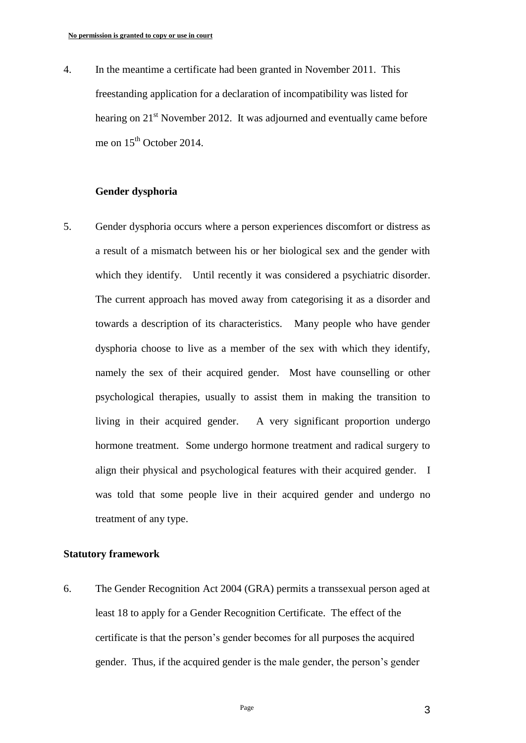4. In the meantime a certificate had been granted in November 2011. This freestanding application for a declaration of incompatibility was listed for hearing on 21st November 2012. It was adjourned and eventually came before me on 15th October 2014.

**Gender dysphoria**

5. Gender dysphoria occurs where a person experiences discomfort or distress as a result of a mismatch between his or her biological sex and the gender with which they identify. Until recently it was considered a psychiatric disorder. The current approach has moved away from categorising it as a disorder and towards a description of its characteristics. Many people who have gender dysphoria choose to live as a member of the sex with which they identify, namely the sex of their acquired gender. Most have counselling or other psychological therapies, usually to assist them in making the transition to living in their acquired gender. A very significant proportion undergo hormone treatment. Some undergo hormone treatment and radical surgery to align their physical and psychological features with their acquired gender. I was told that some people live in their acquired gender and undergo no treatment of any type.

**Statutory framework**

6. The Gender Recognition Act 2004 (GRA) permits a transsexual person aged at least 18 to apply for a Gender Recognition Certificate. The effect of the certificate is that the person's gender becomes for all purposes the acquired gender. Thus, if the acquired gender is the male gender, the person's gender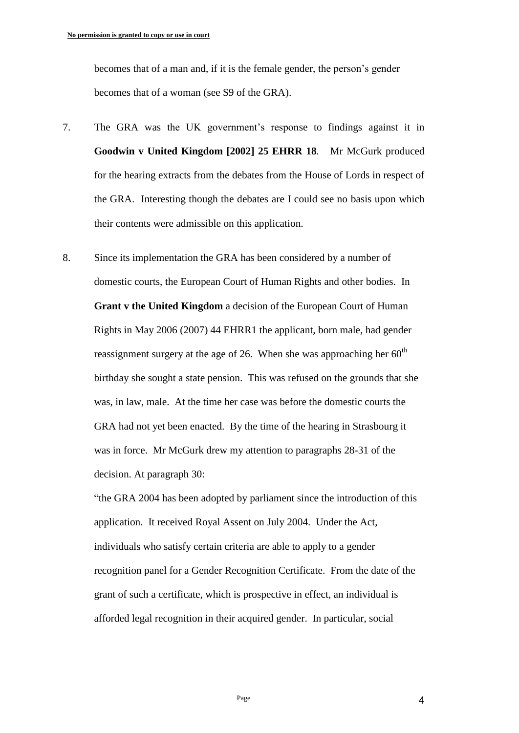becomes that of a man and, if it is the female gender, the person's gender becomes that of a woman (see S9 of the GRA).

7. The GRA was the UK government's response to findings against it in **Goodwin v United Kingdom [2002] 25 EHRR 18**. Mr McGurk produced for the hearing extracts from the debates from the House of Lords in respect of the GRA. Interesting though the debates are I could see no basis upon which their contents were admissible on this application.

8. Since its implementation the GRA has been considered by a number of domestic courts, the European Court of Human Rights and other bodies. In **Grant v the United Kingdom** a decision of the European Court of Human Rights in May 2006 (2007) 44 EHRR1 the applicant, born male, had gender reassignment surgery at the age of 26. When she was approaching her 60th birthday she sought a state pension. This was refused on the grounds that she was, in law, male. At the time her case was before the domestic courts the GRA had not yet been enacted. By the time of the hearing in Strasbourg it was in force. Mr McGurk drew my attention to paragraphs 28-31 of the decision. At paragraph 30:

"the GRA 2004 has been adopted by parliament since the introduction of this application. It received Royal Assent on July 2004. Under the Act, individuals who satisfy certain criteria are able to apply to a gender recognition panel for a Gender Recognition Certificate. From the date of the grant of such a certificate, which is prospective in effect, an individual is afforded legal recognition in their acquired gender. In particular, social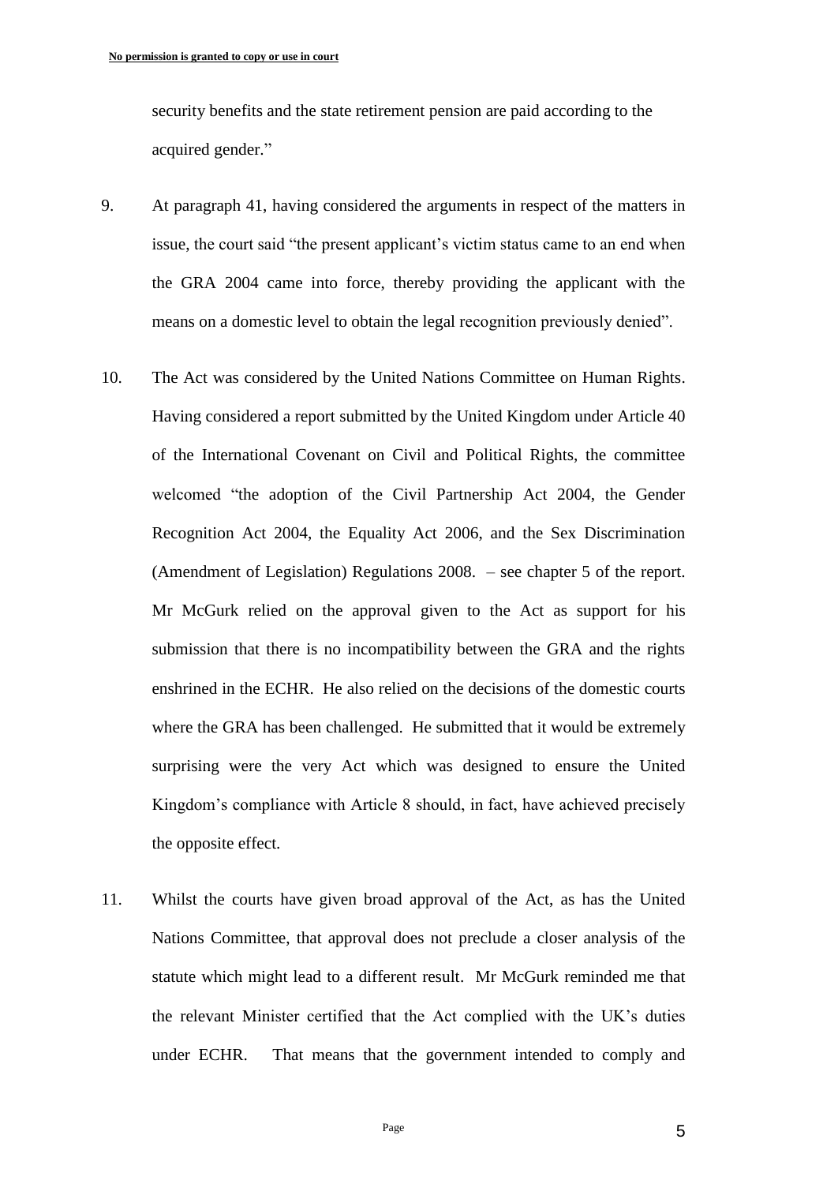security benefits and the state retirement pension are paid according to the acquired gender."

9. At paragraph 41, having considered the arguments in respect of the matters in issue, the court said "the present applicant's victim status came to an end when the GRA 2004 came into force, thereby providing the applicant with the means on a domestic level to obtain the legal recognition previously denied".

10. The Act was considered by the United Nations Committee on Human Rights. Having considered a report submitted by the United Kingdom under Article 40 of the International Covenant on Civil and Political Rights, the committee welcomed "the adoption of the Civil Partnership Act 2004, the Gender Recognition Act 2004, the Equality Act 2006, and the Sex Discrimination (Amendment of Legislation) Regulations 2008. – see chapter 5 of the report. Mr McGurk relied on the approval given to the Act as support for his submission that there is no incompatibility between the GRA and the rights enshrined in the ECHR. He also relied on the decisions of the domestic courts where the GRA has been challenged. He submitted that it would be extremely surprising were the very Act which was designed to ensure the United Kingdom's compliance with Article 8 should, in fact, have achieved precisely the opposite effect.

11. Whilst the courts have given broad approval of the Act, as has the United Nations Committee, that approval does not preclude a closer analysis of the statute which might lead to a different result. Mr McGurk reminded me that the relevant Minister certified that the Act complied with the UK's duties under ECHR. That means that the government intended to comply and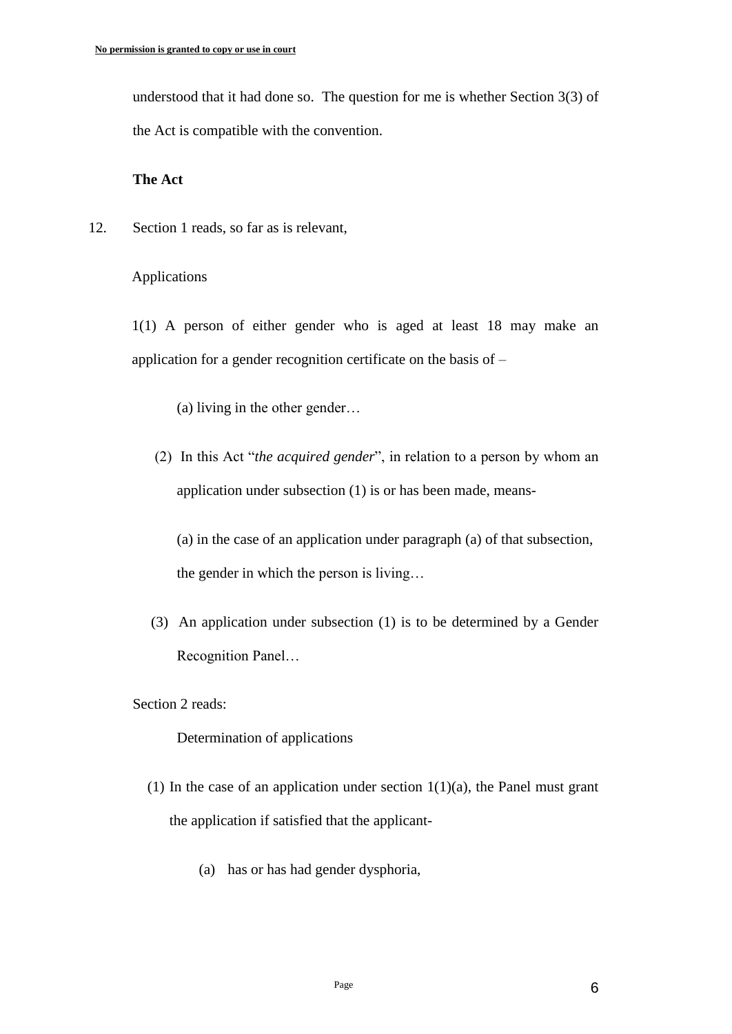understood that it had done so. The question for me is whether Section 3(3) of the Act is compatible with the convention.

**The Act**

12. Section 1 reads, so far as is relevant,

Applications

1(1) A person of either gender who is aged at least 18 may make an application for a gender recognition certificate on the basis of –

(a) living in the other gender…

(2) In this Act "*the acquired gender*", in relation to a person by whom an application under subsection (1) is or has been made, means-

(a) in the case of an application under paragraph (a) of that subsection, the gender in which the person is living…

(3) An application under subsection (1) is to be determined by a Gender Recognition Panel…

Section 2 reads:

Determination of applications

(1) In the case of an application under section 1(1)(a), the Panel must grant the application if satisfied that the applicant-

(a) has or has had gender dysphoria,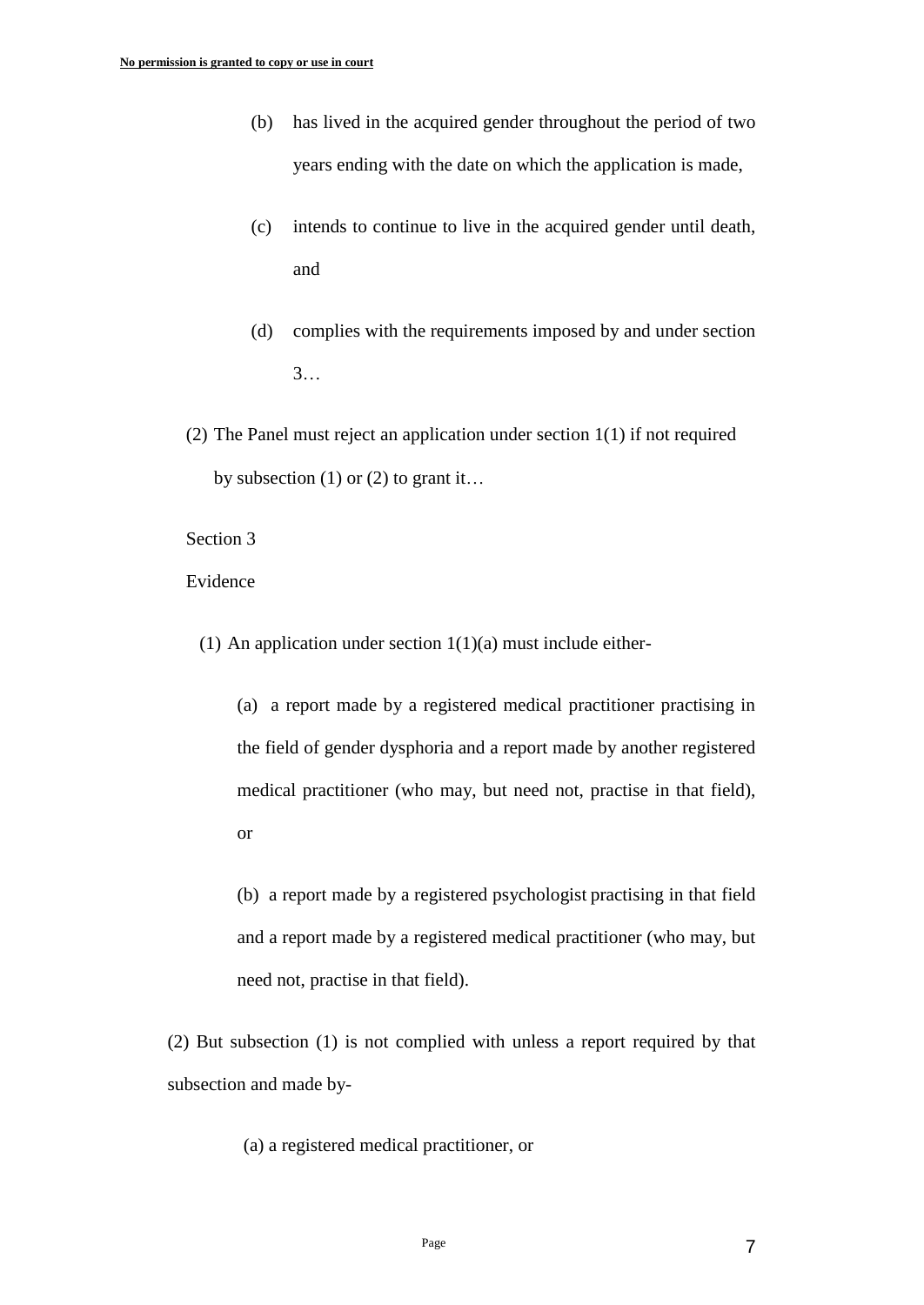(b) has lived in the acquired gender throughout the period of two years ending with the date on which the application is made,

(c) intends to continue to live in the acquired gender until death, and

(d) complies with the requirements imposed by and under section 3…

(2) The Panel must reject an application under section 1(1) if not required by subsection (1) or (2) to grant it…

Section 3

Evidence

(1) An application under section 1(1)(a) must include either-

(a) a report made by a registered medical practitioner practising in the field of gender dysphoria and a report made by another registered medical practitioner (who may, but need not, practise in that field), or

(b) a report made by a registered psychologist practising in that field and a report made by a registered medical practitioner (who may, but need not, practise in that field).

(2) But subsection (1) is not complied with unless a report required by that subsection and made by-

(a) a registered medical practitioner, or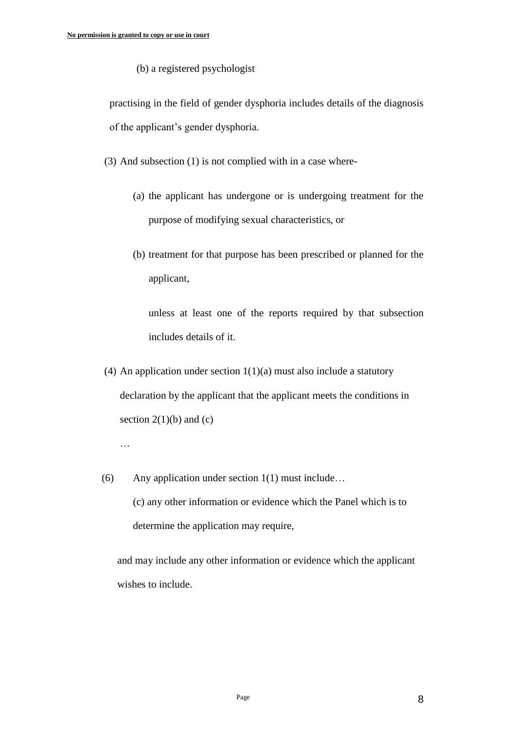(b) a registered psychologist

practising in the field of gender dysphoria includes details of the diagnosis of the applicant's gender dysphoria.

(3) And subsection (1) is not complied with in a case where-

(a) the applicant has undergone or is undergoing treatment for the purpose of modifying sexual characteristics, or

(b) treatment for that purpose has been prescribed or planned for the applicant,

unless at least one of the reports required by that subsection includes details of it.

(4) An application under section 1(1)(a) must also include a statutory declaration by the applicant that the applicant meets the conditions in section 2(1)(b) and (c)

…

(6) Any application under section 1(1) must include…

(c) any other information or evidence which the Panel which is to determine the application may require,

and may include any other information or evidence which the applicant wishes to include.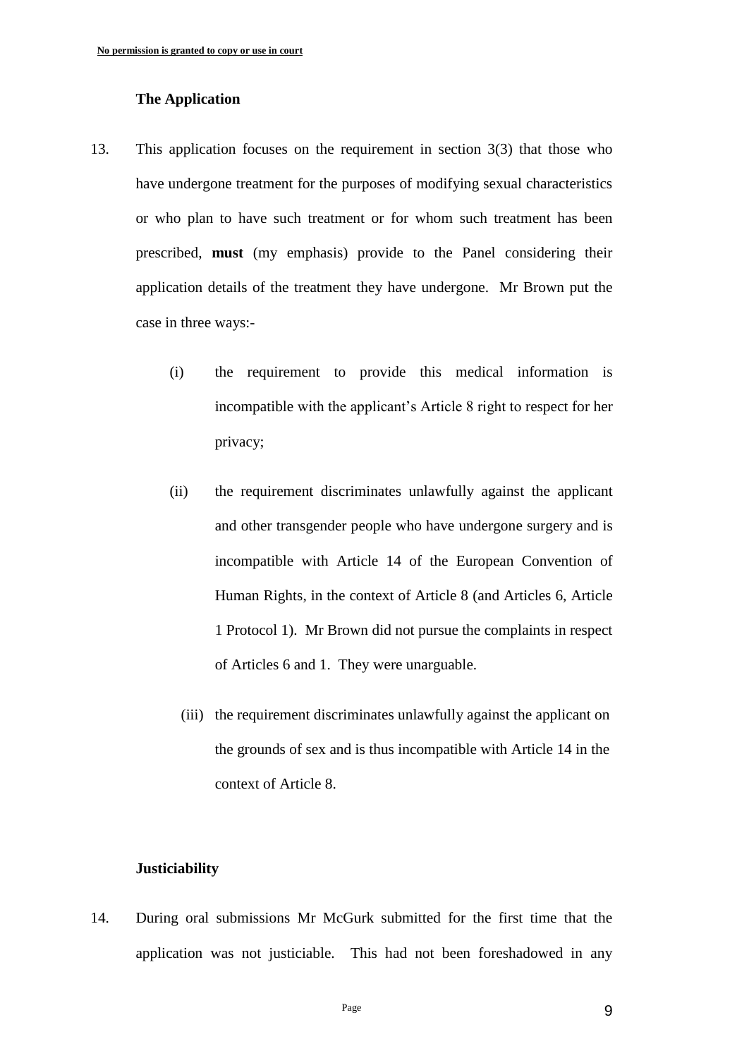### The Application

13. This application focuses on the requirement in section 3(3) that those who have undergone treatment for the purposes of modifying sexual characteristics or who plan to have such treatment or for whom such treatment has been prescribed, **must** (my emphasis) provide to the Panel considering their application details of the treatment they have undergone. Mr Brown put the case in three ways:-

    (i) the requirement to provide this medical information is incompatible with the applicant's Article 8 right to respect for her privacy;

    (ii) the requirement discriminates unlawfully against the applicant and other transgender people who have undergone surgery and is incompatible with Article 14 of the European Convention of Human Rights, in the context of Article 8 (and Articles 6, Article 1 Protocol 1). Mr Brown did not pursue the complaints in respect of Articles 6 and 1. They were unarguable.

    (iii) the requirement discriminates unlawfully against the applicant on the grounds of sex and is thus incompatible with Article 14 in the context of Article 8.

### Justiciability

14. During oral submissions Mr McGurk submitted for the first time that the application was not justiciable. This had not been foreshadowed in any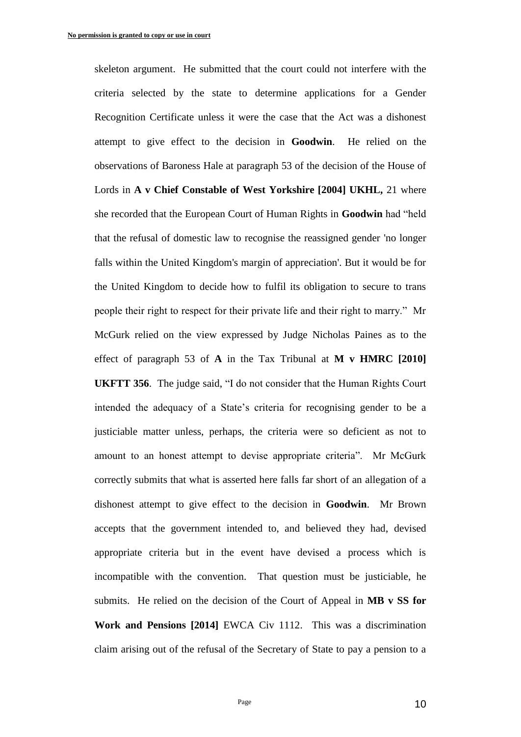skeleton argument. He submitted that the court could not interfere with the criteria selected by the state to determine applications for a Gender Recognition Certificate unless it were the case that the Act was a dishonest attempt to give effect to the decision in **Goodwin**. He relied on the observations of Baroness Hale at paragraph 53 of the decision of the House of Lords in **A v Chief Constable of West Yorkshire [2004] UKHL,** 21 where she recorded that the European Court of Human Rights in **Goodwin** had "held that the refusal of domestic law to recognise the reassigned gender 'no longer falls within the United Kingdom's margin of appreciation'. But it would be for the United Kingdom to decide how to fulfil its obligation to secure to trans people their right to respect for their private life and their right to marry." Mr McGurk relied on the view expressed by Judge Nicholas Paines as to the effect of paragraph 53 of **A** in the Tax Tribunal at **M v HMRC [2010] UKFTT 356**. The judge said, "I do not consider that the Human Rights Court intended the adequacy of a State's criteria for recognising gender to be a justiciable matter unless, perhaps, the criteria were so deficient as not to amount to an honest attempt to devise appropriate criteria". Mr McGurk correctly submits that what is asserted here falls far short of an allegation of a dishonest attempt to give effect to the decision in **Goodwin**. Mr Brown accepts that the government intended to, and believed they had, devised appropriate criteria but in the event have devised a process which is incompatible with the convention. That question must be justiciable, he submits. He relied on the decision of the Court of Appeal in **MB v SS for Work and Pensions [2014]** EWCA Civ 1112. This was a discrimination claim arising out of the refusal of the Secretary of State to pay a pension to a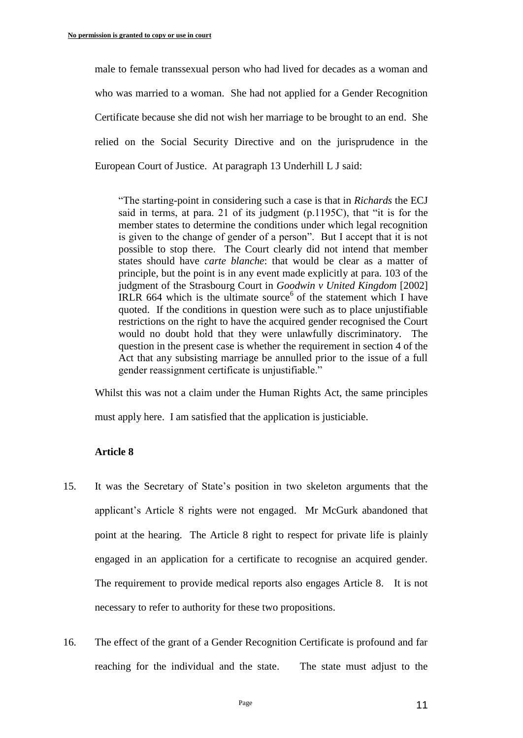male to female transsexual person who had lived for decades as a woman and who was married to a woman. She had not applied for a Gender Recognition Certificate because she did not wish her marriage to be brought to an end. She relied on the Social Security Directive and on the jurisprudence in the European Court of Justice. At paragraph 13 Underhill L J said:

> "The starting-point in considering such a case is that in *Richards* the ECJ said in terms, at para. 21 of its judgment (p.1195C), that "it is for the member states to determine the conditions under which legal recognition is given to the change of gender of a person". But I accept that it is not possible to stop there. The Court clearly did not intend that member states should have *carte blanche*: that would be clear as a matter of principle, but the point is in any event made explicitly at para. 103 of the judgment of the Strasbourg Court in *Goodwin v United Kingdom* [2002] IRLR 664 which is the ultimate source[6] of the statement which I have quoted. If the conditions in question were such as to place unjustifiable restrictions on the right to have the acquired gender recognised the Court would no doubt hold that they were unlawfully discriminatory. The question in the present case is whether the requirement in section 4 of the Act that any subsisting marriage be annulled prior to the issue of a full gender reassignment certificate is unjustifiable."

Whilst this was not a claim under the Human Rights Act, the same principles must apply here. I am satisfied that the application is justiciable.

**Article 8**

15. It was the Secretary of State's position in two skeleton arguments that the applicant's Article 8 rights were not engaged. Mr McGurk abandoned that point at the hearing. The Article 8 right to respect for private life is plainly engaged in an application for a certificate to recognise an acquired gender. The requirement to provide medical reports also engages Article 8. It is not necessary to refer to authority for these two propositions.

16. The effect of the grant of a Gender Recognition Certificate is profound and far reaching for the individual and the state. The state must adjust to the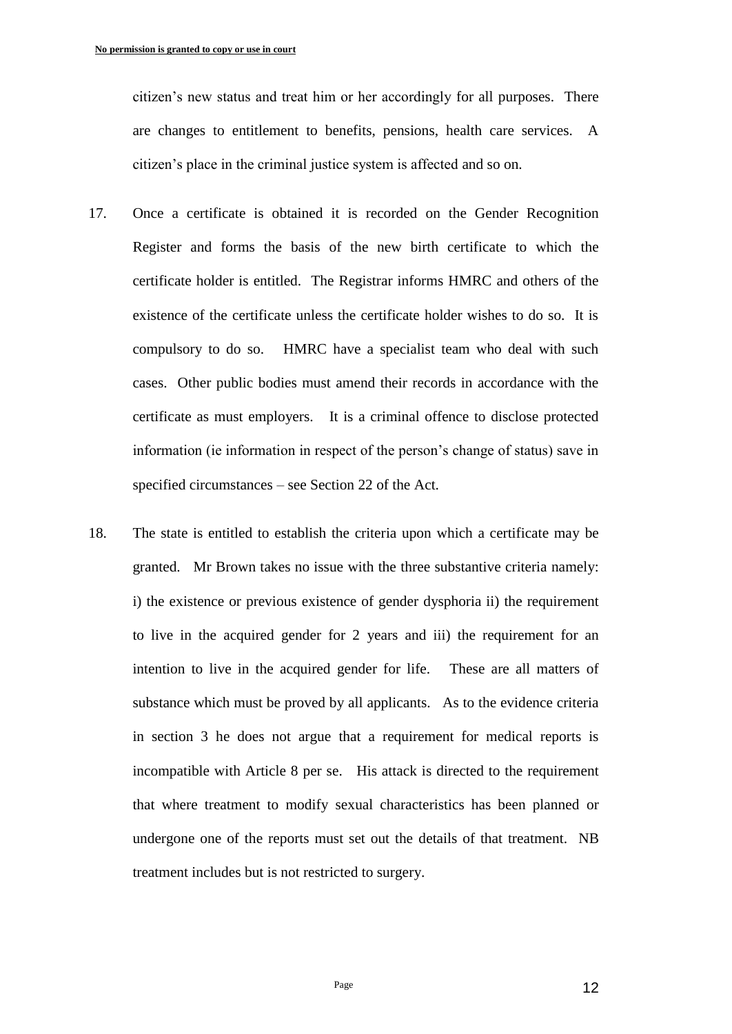citizen's new status and treat him or her accordingly for all purposes. There are changes to entitlement to benefits, pensions, health care services. A citizen's place in the criminal justice system is affected and so on.

17. Once a certificate is obtained it is recorded on the Gender Recognition Register and forms the basis of the new birth certificate to which the certificate holder is entitled. The Registrar informs HMRC and others of the existence of the certificate unless the certificate holder wishes to do so. It is compulsory to do so. HMRC have a specialist team who deal with such cases. Other public bodies must amend their records in accordance with the certificate as must employers. It is a criminal offence to disclose protected information (ie information in respect of the person's change of status) save in specified circumstances – see Section 22 of the Act.

18. The state is entitled to establish the criteria upon which a certificate may be granted. Mr Brown takes no issue with the three substantive criteria namely: i) the existence or previous existence of gender dysphoria ii) the requirement to live in the acquired gender for 2 years and iii) the requirement for an intention to live in the acquired gender for life. These are all matters of substance which must be proved by all applicants. As to the evidence criteria in section 3 he does not argue that a requirement for medical reports is incompatible with Article 8 per se. His attack is directed to the requirement that where treatment to modify sexual characteristics has been planned or undergone one of the reports must set out the details of that treatment. NB treatment includes but is not restricted to surgery.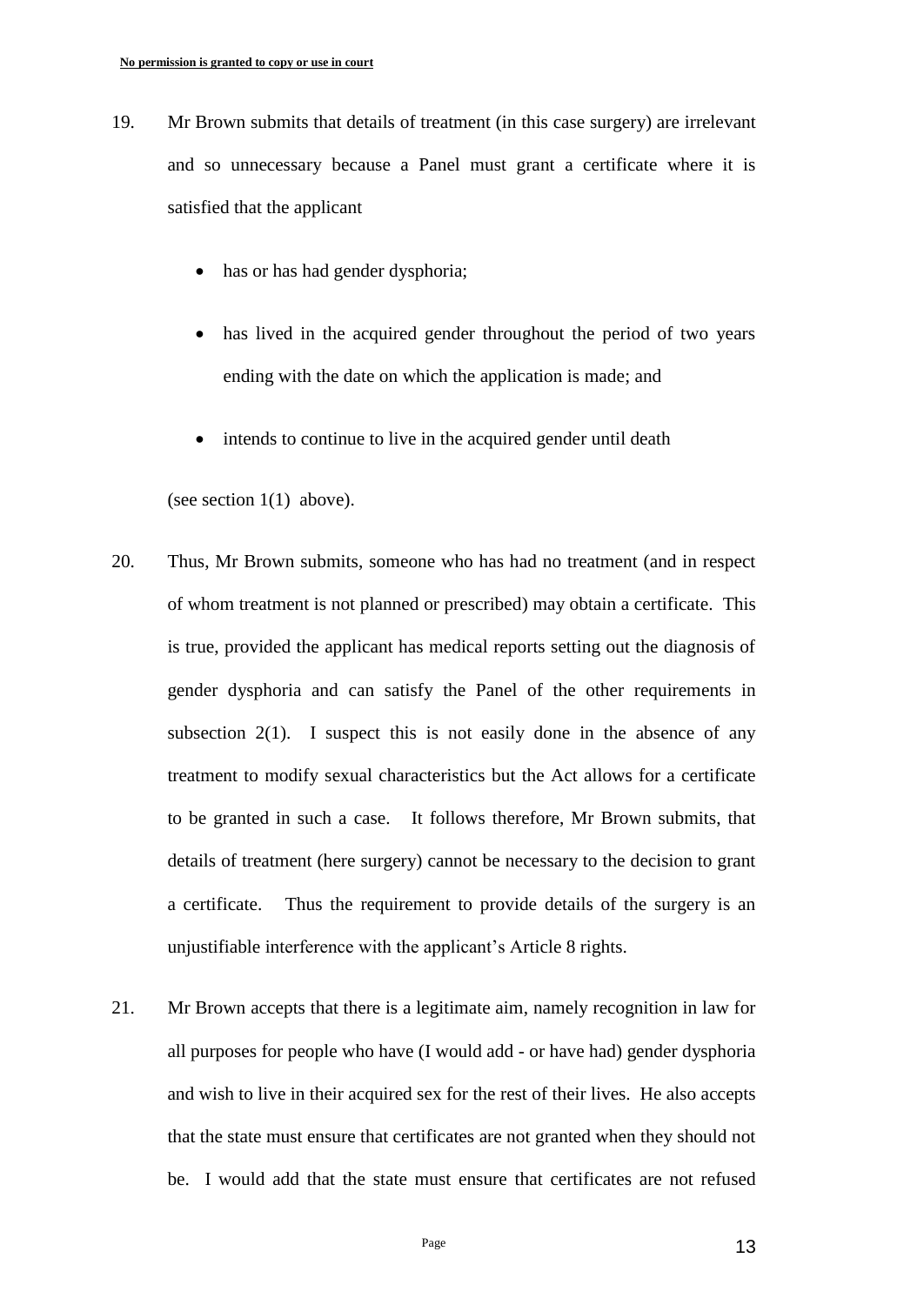19. Mr Brown submits that details of treatment (in this case surgery) are irrelevant and so unnecessary because a Panel must grant a certificate where it is satisfied that the applicant

    - has or has had gender dysphoria;
    - has lived in the acquired gender throughout the period of two years ending with the date on which the application is made; and
    - intends to continue to live in the acquired gender until death

    (see section 1(1) above).

20. Thus, Mr Brown submits, someone who has had no treatment (and in respect of whom treatment is not planned or prescribed) may obtain a certificate. This is true, provided the applicant has medical reports setting out the diagnosis of gender dysphoria and can satisfy the Panel of the other requirements in subsection 2(1). I suspect this is not easily done in the absence of any treatment to modify sexual characteristics but the Act allows for a certificate to be granted in such a case. It follows therefore, Mr Brown submits, that details of treatment (here surgery) cannot be necessary to the decision to grant a certificate. Thus the requirement to provide details of the surgery is an unjustifiable interference with the applicant's Article 8 rights.

21. Mr Brown accepts that there is a legitimate aim, namely recognition in law for all purposes for people who have (I would add - or have had) gender dysphoria and wish to live in their acquired sex for the rest of their lives. He also accepts that the state must ensure that certificates are not granted when they should not be. I would add that the state must ensure that certificates are not refused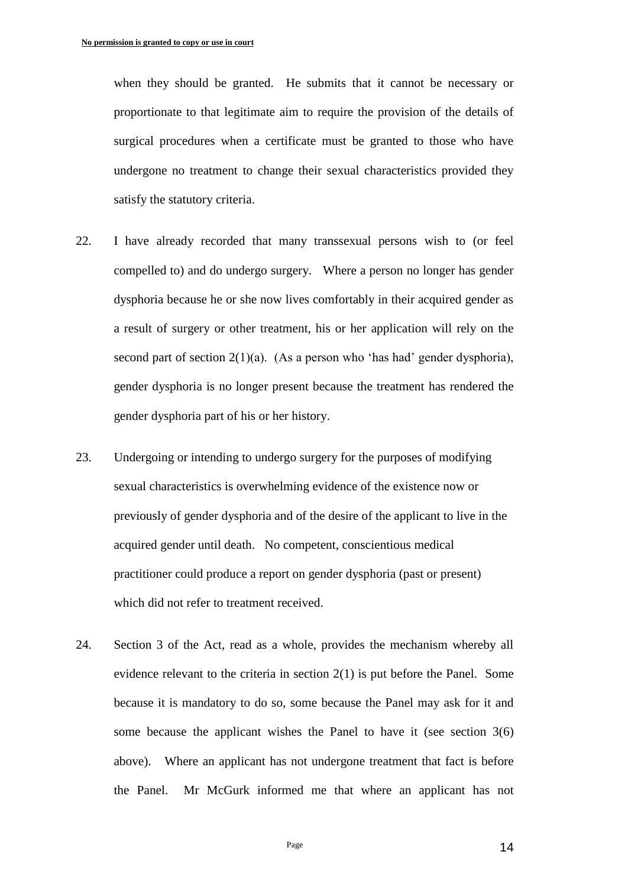when they should be granted. He submits that it cannot be necessary or proportionate to that legitimate aim to require the provision of the details of surgical procedures when a certificate must be granted to those who have undergone no treatment to change their sexual characteristics provided they satisfy the statutory criteria.

22. I have already recorded that many transsexual persons wish to (or feel compelled to) and do undergo surgery. Where a person no longer has gender dysphoria because he or she now lives comfortably in their acquired gender as a result of surgery or other treatment, his or her application will rely on the second part of section 2(1)(a). (As a person who 'has had' gender dysphoria), gender dysphoria is no longer present because the treatment has rendered the gender dysphoria part of his or her history.

23. Undergoing or intending to undergo surgery for the purposes of modifying sexual characteristics is overwhelming evidence of the existence now or previously of gender dysphoria and of the desire of the applicant to live in the acquired gender until death. No competent, conscientious medical practitioner could produce a report on gender dysphoria (past or present) which did not refer to treatment received.

24. Section 3 of the Act, read as a whole, provides the mechanism whereby all evidence relevant to the criteria in section 2(1) is put before the Panel. Some because it is mandatory to do so, some because the Panel may ask for it and some because the applicant wishes the Panel to have it (see section 3(6) above). Where an applicant has not undergone treatment that fact is before the Panel. Mr McGurk informed me that where an applicant has not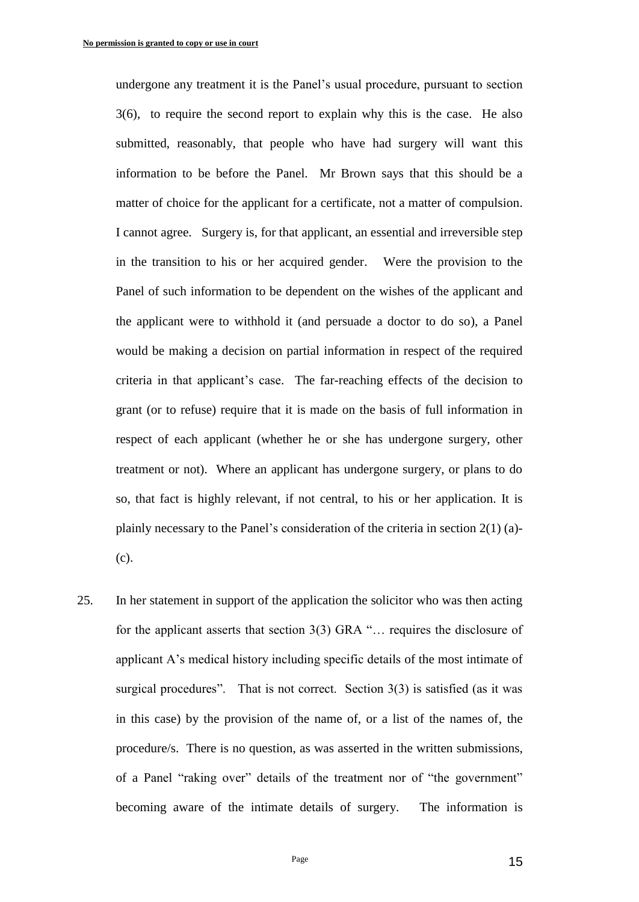undergone any treatment it is the Panel's usual procedure, pursuant to section 3(6), to require the second report to explain why this is the case. He also submitted, reasonably, that people who have had surgery will want this information to be before the Panel. Mr Brown says that this should be a matter of choice for the applicant for a certificate, not a matter of compulsion. I cannot agree. Surgery is, for that applicant, an essential and irreversible step in the transition to his or her acquired gender. Were the provision to the Panel of such information to be dependent on the wishes of the applicant and the applicant were to withhold it (and persuade a doctor to do so), a Panel would be making a decision on partial information in respect of the required criteria in that applicant's case. The far-reaching effects of the decision to grant (or to refuse) require that it is made on the basis of full information in respect of each applicant (whether he or she has undergone surgery, other treatment or not). Where an applicant has undergone surgery, or plans to do so, that fact is highly relevant, if not central, to his or her application. It is plainly necessary to the Panel's consideration of the criteria in section 2(1) (a)-(c).

25. In her statement in support of the application the solicitor who was then acting for the applicant asserts that section 3(3) GRA "… requires the disclosure of applicant A's medical history including specific details of the most intimate of surgical procedures". That is not correct. Section 3(3) is satisfied (as it was in this case) by the provision of the name of, or a list of the names of, the procedure/s. There is no question, as was asserted in the written submissions, of a Panel "raking over" details of the treatment nor of "the government" becoming aware of the intimate details of surgery. The information is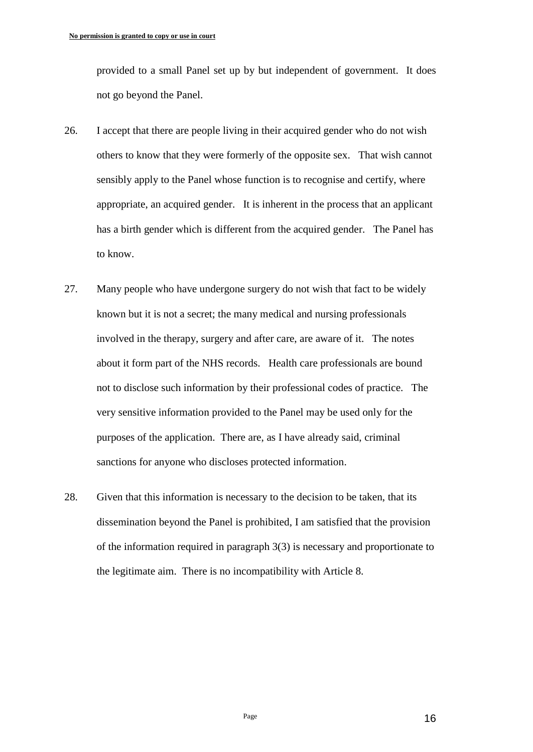provided to a small Panel set up by but independent of government. It does not go beyond the Panel.

26. I accept that there are people living in their acquired gender who do not wish others to know that they were formerly of the opposite sex. That wish cannot sensibly apply to the Panel whose function is to recognise and certify, where appropriate, an acquired gender. It is inherent in the process that an applicant has a birth gender which is different from the acquired gender. The Panel has to know.

27. Many people who have undergone surgery do not wish that fact to be widely known but it is not a secret; the many medical and nursing professionals involved in the therapy, surgery and after care, are aware of it. The notes about it form part of the NHS records. Health care professionals are bound not to disclose such information by their professional codes of practice. The very sensitive information provided to the Panel may be used only for the purposes of the application. There are, as I have already said, criminal sanctions for anyone who discloses protected information.

28. Given that this information is necessary to the decision to be taken, that its dissemination beyond the Panel is prohibited, I am satisfied that the provision of the information required in paragraph 3(3) is necessary and proportionate to the legitimate aim. There is no incompatibility with Article 8.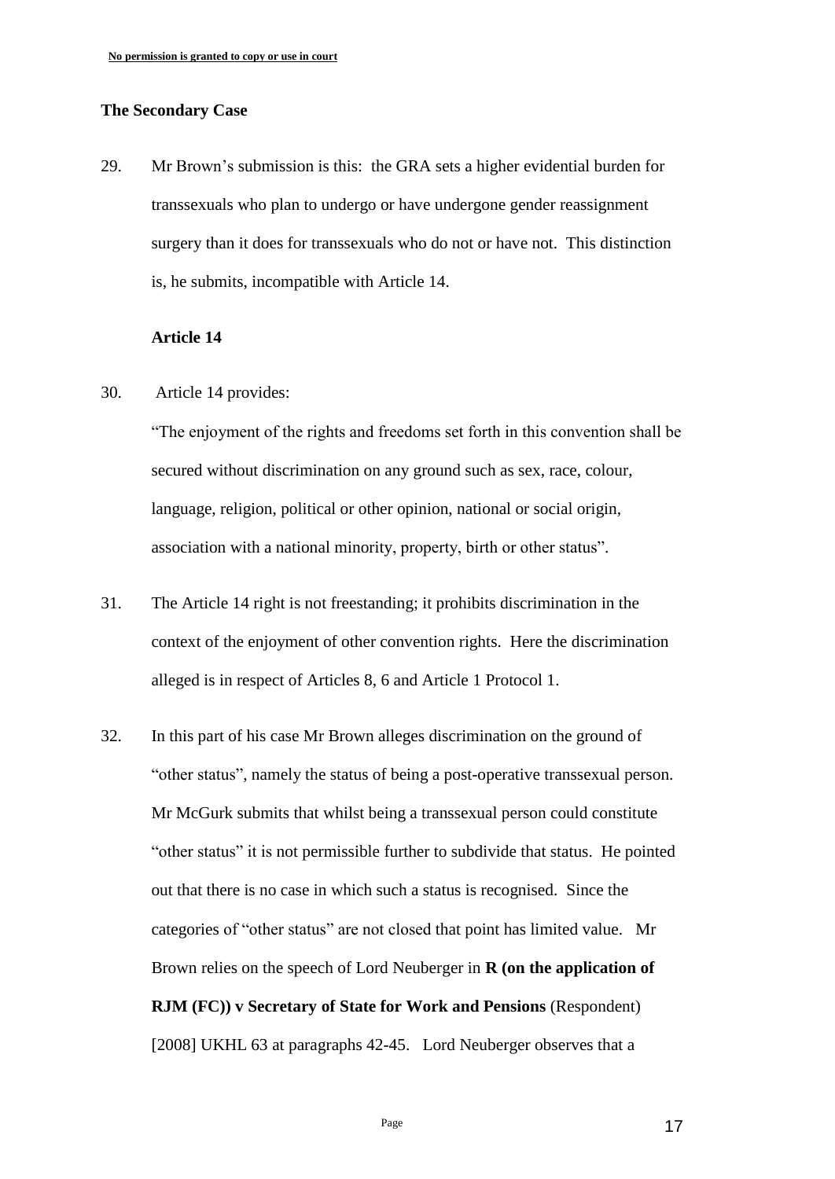### The Secondary Case

29. Mr Brown's submission is this: the GRA sets a higher evidential burden for transsexuals who plan to undergo or have undergone gender reassignment surgery than it does for transsexuals who do not or have not. This distinction is, he submits, incompatible with Article 14.

#### Article 14

30. Article 14 provides:

"The enjoyment of the rights and freedoms set forth in this convention shall be secured without discrimination on any ground such as sex, race, colour, language, religion, political or other opinion, national or social origin, association with a national minority, property, birth or other status".

31. The Article 14 right is not freestanding; it prohibits discrimination in the context of the enjoyment of other convention rights. Here the discrimination alleged is in respect of Articles 8, 6 and Article 1 Protocol 1.

32. In this part of his case Mr Brown alleges discrimination on the ground of "other status", namely the status of being a post-operative transsexual person. Mr McGurk submits that whilst being a transsexual person could constitute "other status" it is not permissible further to subdivide that status. He pointed out that there is no case in which such a status is recognised. Since the categories of "other status" are not closed that point has limited value. Mr Brown relies on the speech of Lord Neuberger in **R (on the application of RJM (FC)) v Secretary of State for Work and Pensions** (Respondent) [2008] UKHL 63 at paragraphs 42-45. Lord Neuberger observes that a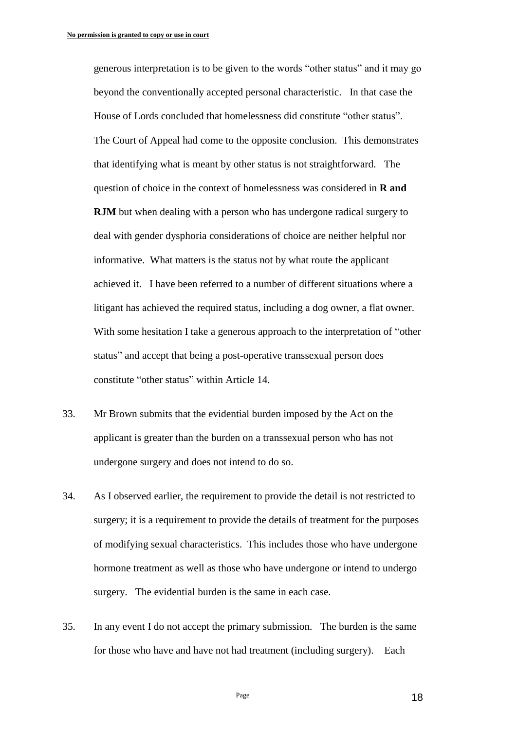generous interpretation is to be given to the words "other status" and it may go beyond the conventionally accepted personal characteristic. In that case the House of Lords concluded that homelessness did constitute "other status". The Court of Appeal had come to the opposite conclusion. This demonstrates that identifying what is meant by other status is not straightforward. The question of choice in the context of homelessness was considered in **R and RJM** but when dealing with a person who has undergone radical surgery to deal with gender dysphoria considerations of choice are neither helpful nor informative. What matters is the status not by what route the applicant achieved it. I have been referred to a number of different situations where a litigant has achieved the required status, including a dog owner, a flat owner. With some hesitation I take a generous approach to the interpretation of "other status" and accept that being a post-operative transsexual person does constitute "other status" within Article 14.

33. Mr Brown submits that the evidential burden imposed by the Act on the applicant is greater than the burden on a transsexual person who has not undergone surgery and does not intend to do so.

34. As I observed earlier, the requirement to provide the detail is not restricted to surgery; it is a requirement to provide the details of treatment for the purposes of modifying sexual characteristics. This includes those who have undergone hormone treatment as well as those who have undergone or intend to undergo surgery. The evidential burden is the same in each case.

35. In any event I do not accept the primary submission. The burden is the same for those who have and have not had treatment (including surgery). Each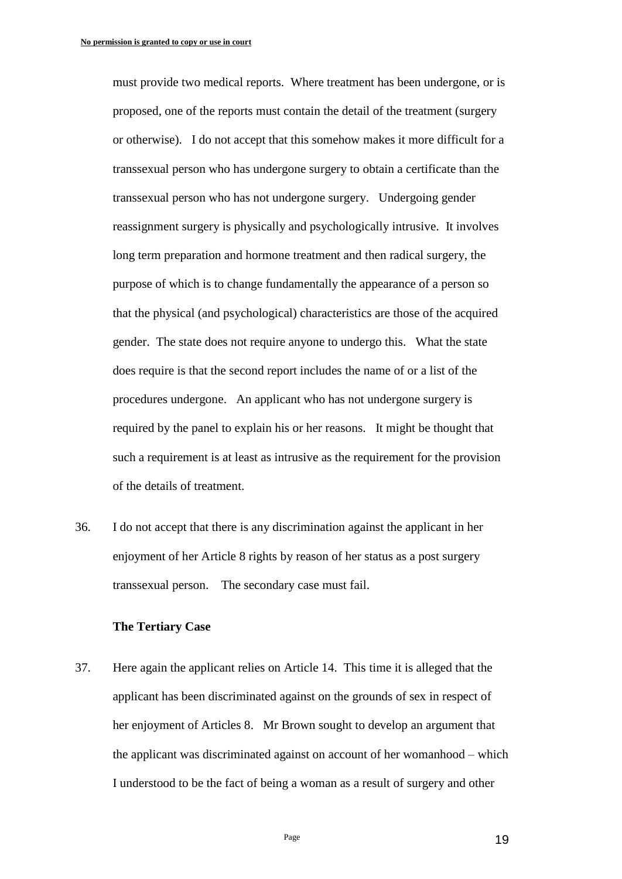must provide two medical reports. Where treatment has been undergone, or is proposed, one of the reports must contain the detail of the treatment (surgery or otherwise). I do not accept that this somehow makes it more difficult for a transsexual person who has undergone surgery to obtain a certificate than the transsexual person who has not undergone surgery. Undergoing gender reassignment surgery is physically and psychologically intrusive. It involves long term preparation and hormone treatment and then radical surgery, the purpose of which is to change fundamentally the appearance of a person so that the physical (and psychological) characteristics are those of the acquired gender. The state does not require anyone to undergo this. What the state does require is that the second report includes the name of or a list of the procedures undergone. An applicant who has not undergone surgery is required by the panel to explain his or her reasons. It might be thought that such a requirement is at least as intrusive as the requirement for the provision of the details of treatment.

36. I do not accept that there is any discrimination against the applicant in her enjoyment of her Article 8 rights by reason of her status as a post surgery transsexual person. The secondary case must fail.

**The Tertiary Case**

37. Here again the applicant relies on Article 14. This time it is alleged that the applicant has been discriminated against on the grounds of sex in respect of her enjoyment of Articles 8. Mr Brown sought to develop an argument that the applicant was discriminated against on account of her womanhood – which I understood to be the fact of being a woman as a result of surgery and other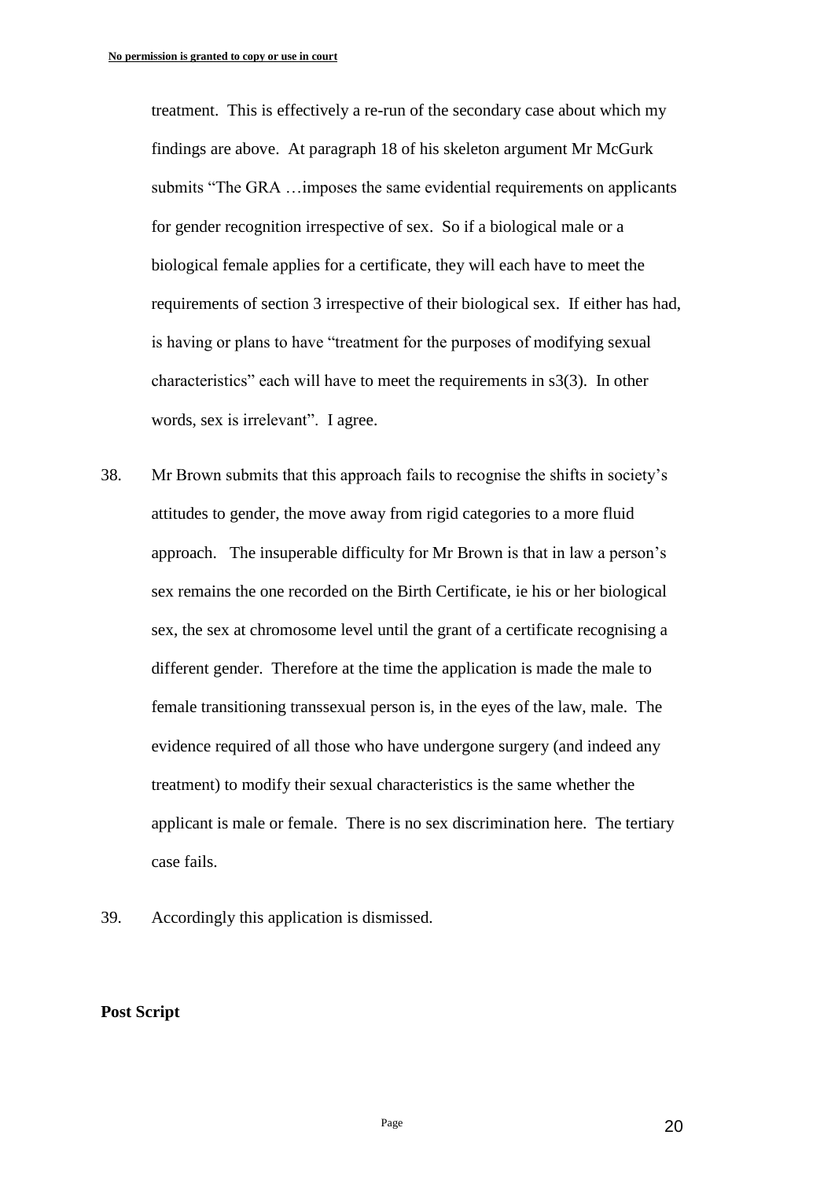treatment. This is effectively a re-run of the secondary case about which my findings are above. At paragraph 18 of his skeleton argument Mr McGurk submits "The GRA …imposes the same evidential requirements on applicants for gender recognition irrespective of sex. So if a biological male or a biological female applies for a certificate, they will each have to meet the requirements of section 3 irrespective of their biological sex. If either has had, is having or plans to have "treatment for the purposes of modifying sexual characteristics" each will have to meet the requirements in s3(3). In other words, sex is irrelevant". I agree.

38. Mr Brown submits that this approach fails to recognise the shifts in society's attitudes to gender, the move away from rigid categories to a more fluid approach. The insuperable difficulty for Mr Brown is that in law a person's sex remains the one recorded on the Birth Certificate, ie his or her biological sex, the sex at chromosome level until the grant of a certificate recognising a different gender. Therefore at the time the application is made the male to female transitioning transsexual person is, in the eyes of the law, male. The evidence required of all those who have undergone surgery (and indeed any treatment) to modify their sexual characteristics is the same whether the applicant is male or female. There is no sex discrimination here. The tertiary case fails.

39. Accordingly this application is dismissed.

**Post Script**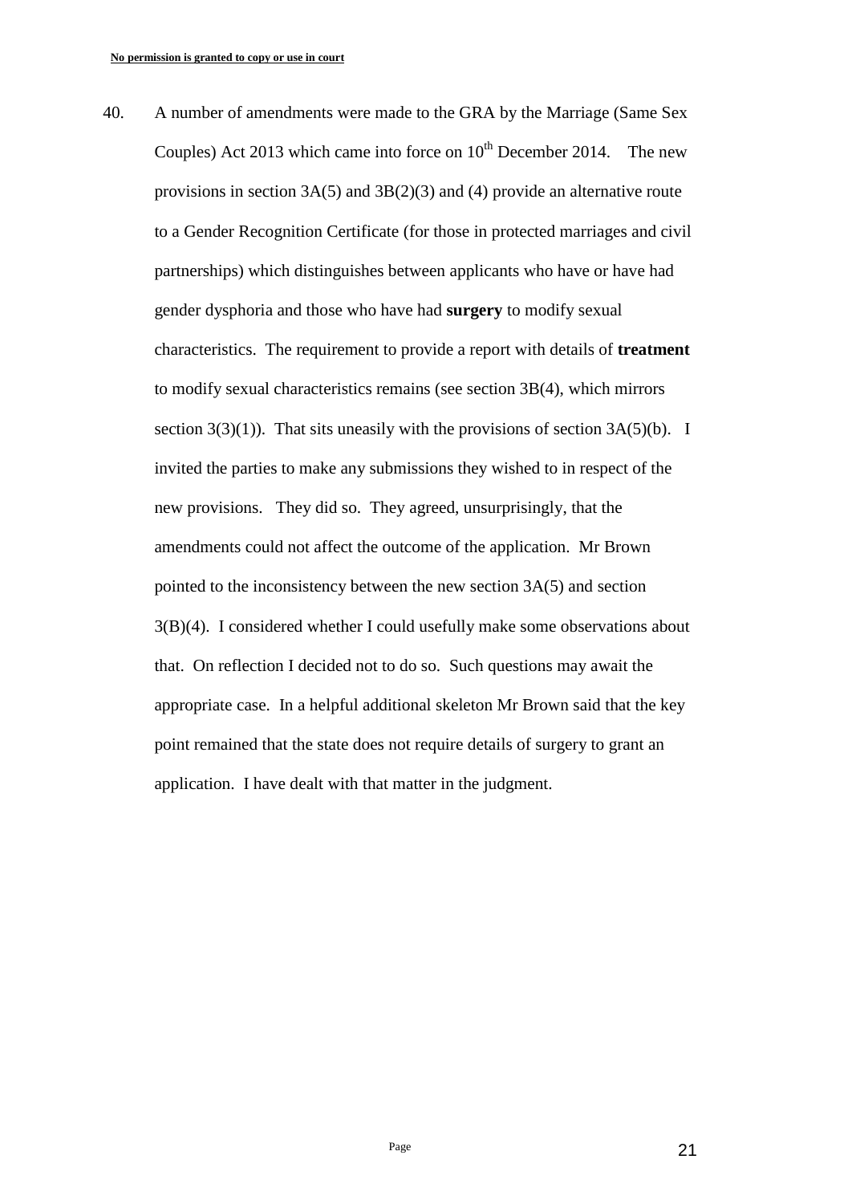40. A number of amendments were made to the GRA by the Marriage (Same Sex Couples) Act 2013 which came into force on 10th December 2014. The new provisions in section 3A(5) and 3B(2)(3) and (4) provide an alternative route to a Gender Recognition Certificate (for those in protected marriages and civil partnerships) which distinguishes between applicants who have or have had gender dysphoria and those who have had **surgery** to modify sexual characteristics. The requirement to provide a report with details of **treatment** to modify sexual characteristics remains (see section 3B(4), which mirrors section 3(3)(1)). That sits uneasily with the provisions of section 3A(5)(b). I invited the parties to make any submissions they wished to in respect of the new provisions. They did so. They agreed, unsurprisingly, that the amendments could not affect the outcome of the application. Mr Brown pointed to the inconsistency between the new section 3A(5) and section 3(B)(4). I considered whether I could usefully make some observations about that. On reflection I decided not to do so. Such questions may await the appropriate case. In a helpful additional skeleton Mr Brown said that the key point remained that the state does not require details of surgery to grant an application. I have dealt with that matter in the judgment.